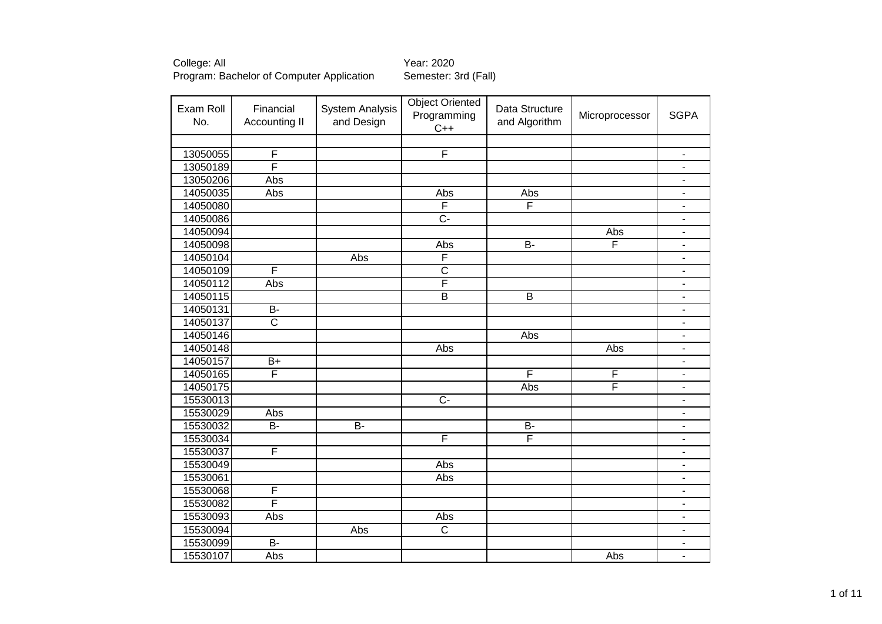College: All
Program: Bachelor of Computer Application

Year: 2020
Semester: 3rd (Fall)

| Exam Roll No. | Financial Accounting II | System Analysis and Design | Object Oriented Programming C++ | Data Structure and Algorithm | Microprocessor | SGPA |
|---|---|---|---|---|---|---|
| | | | | | | |
| 13050055 | F | | F | | | - |
| 13050189 | F | | | | | - |
| 13050206 | Abs | | | | | - |
| 14050035 | Abs | | Abs | Abs | | - |
| 14050080 | | | F | F | | - |
| 14050086 | | | C- | | | - |
| 14050094 | | | | | Abs | - |
| 14050098 | | | Abs | B- | F | - |
| 14050104 | | Abs | F | | | - |
| 14050109 | F | | C | | | - |
| 14050112 | Abs | | F | | | - |
| 14050115 | | | B | B | | - |
| 14050131 | B- | | | | | - |
| 14050137 | C | | | | | - |
| 14050146 | | | | Abs | | - |
| 14050148 | | | Abs | | Abs | - |
| 14050157 | B+ | | | | | - |
| 14050165 | F | | | F | F | - |
| 14050175 | | | | Abs | F | - |
| 15530013 | | | C- | | | - |
| 15530029 | Abs | | | | | - |
| 15530032 | B- | B- | | B- | | - |
| 15530034 | | | F | F | | - |
| 15530037 | F | | | | | - |
| 15530049 | | | Abs | | | - |
| 15530061 | | | Abs | | | - |
| 15530068 | F | | | | | - |
| 15530082 | F | | | | | - |
| 15530093 | Abs | | Abs | | | - |
| 15530094 | | Abs | C | | | - |
| 15530099 | B- | | | | | - |
| 15530107 | Abs | | | | Abs | - |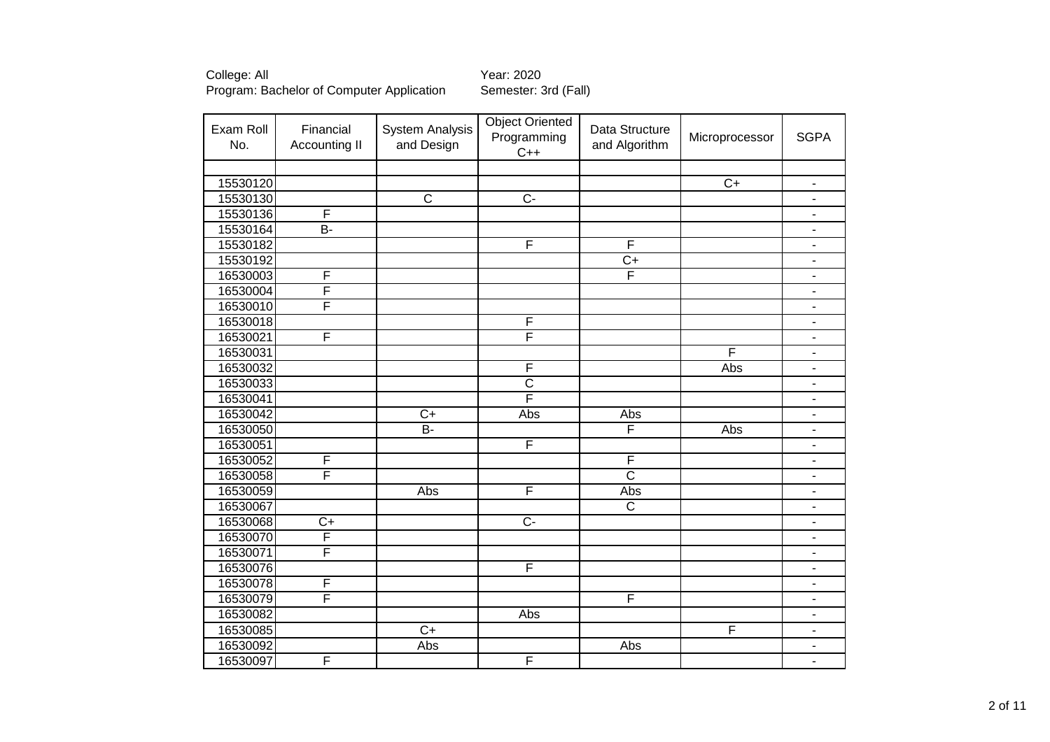College: All
Program: Bachelor of Computer Application

Year: 2020
Semester: 3rd (Fall)

| Exam Roll No. | Financial Accounting II | System Analysis and Design | Object Oriented Programming C++ | Data Structure and Algorithm | Microprocessor | SGPA |
|---|---|---|---|---|---|---|
| | | | | | | |
| 15530120 | | | | | C+ | - |
| 15530130 | | C | C- | | | - |
| 15530136 | F | | | | | - |
| 15530164 | B- | | | | | - |
| 15530182 | | | F | F | | - |
| 15530192 | | | | C+ | | - |
| 16530003 | F | | | F | | - |
| 16530004 | F | | | | | - |
| 16530010 | F | | | | | - |
| 16530018 | | | F | | | - |
| 16530021 | F | | F | | | - |
| 16530031 | | | | | F | - |
| 16530032 | | | F | | Abs | - |
| 16530033 | | | C | | | - |
| 16530041 | | | F | | | - |
| 16530042 | | C+ | Abs | Abs | | - |
| 16530050 | | B- | | F | Abs | - |
| 16530051 | | | F | | | - |
| 16530052 | F | | | F | | - |
| 16530058 | F | | | C | | - |
| 16530059 | | Abs | F | Abs | | - |
| 16530067 | | | | C | | - |
| 16530068 | C+ | | C- | | | - |
| 16530070 | F | | | | | - |
| 16530071 | F | | | | | - |
| 16530076 | | | F | | | - |
| 16530078 | F | | | | | - |
| 16530079 | F | | | F | | - |
| 16530082 | | | Abs | | | - |
| 16530085 | | C+ | | | F | - |
| 16530092 | | Abs | | Abs | | - |
| 16530097 | F | | F | | | - |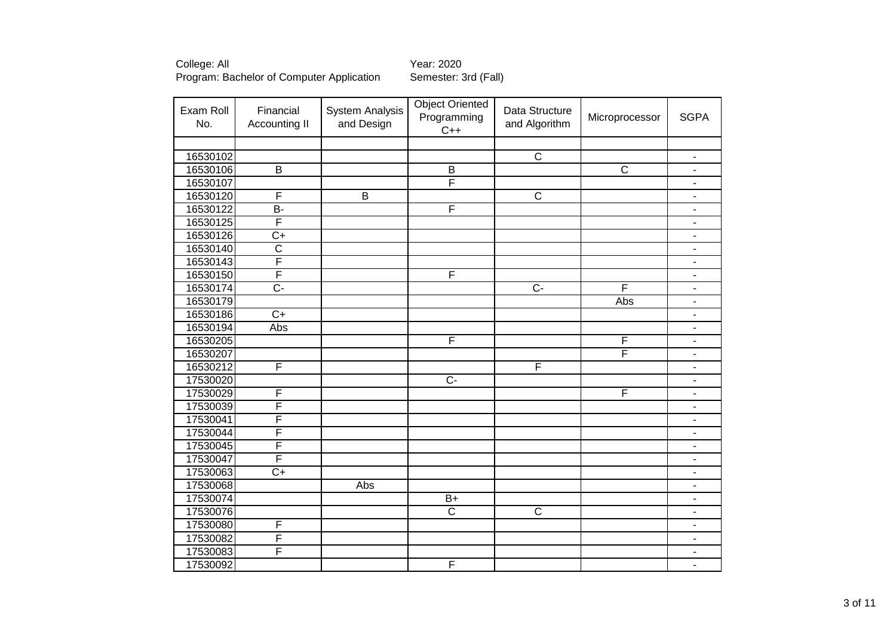College: All
Program: Bachelor of Computer Application

Year: 2020
Semester: 3rd (Fall)

| Exam Roll No. | Financial Accounting II | System Analysis and Design | Object Oriented Programming C++ | Data Structure and Algorithm | Microprocessor | SGPA |
|---|---|---|---|---|---|---|
| | | | | | | |
| 16530102 | | | | C | | - |
| 16530106 | B | | B | | C | - |
| 16530107 | | | F | | | - |
| 16530120 | F | B | | C | | - |
| 16530122 | B- | | F | | | - |
| 16530125 | F | | | | | - |
| 16530126 | C+ | | | | | - |
| 16530140 | C | | | | | - |
| 16530143 | F | | | | | - |
| 16530150 | F | | F | | | - |
| 16530174 | C- | | | C- | F | - |
| 16530179 | | | | | Abs | - |
| 16530186 | C+ | | | | | - |
| 16530194 | Abs | | | | | - |
| 16530205 | | | F | | F | - |
| 16530207 | | | | | F | - |
| 16530212 | F | | | F | | - |
| 17530020 | | | C- | | | - |
| 17530029 | F | | | | F | - |
| 17530039 | F | | | | | - |
| 17530041 | F | | | | | - |
| 17530044 | F | | | | | - |
| 17530045 | F | | | | | - |
| 17530047 | F | | | | | - |
| 17530063 | C+ | | | | | - |
| 17530068 | | Abs | | | | - |
| 17530074 | | | B+ | | | - |
| 17530076 | | | C | C | | - |
| 17530080 | F | | | | | - |
| 17530082 | F | | | | | - |
| 17530083 | F | | | | | - |
| 17530092 | | | F | | | - |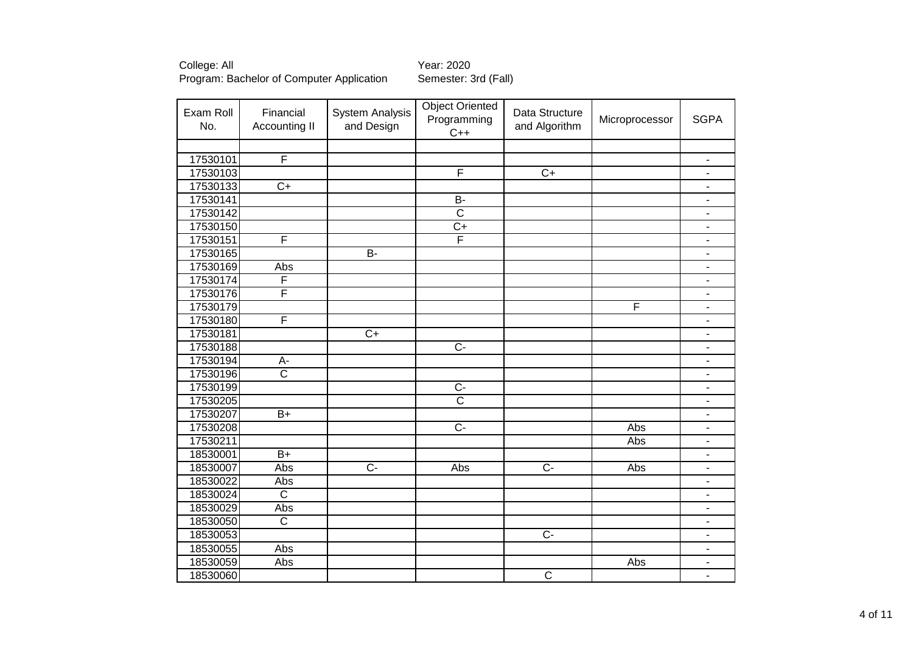College: All
Program: Bachelor of Computer Application

Year: 2020
Semester: 3rd (Fall)

| Exam Roll No. | Financial Accounting II | System Analysis and Design | Object Oriented Programming C++ | Data Structure and Algorithm | Microprocessor | SGPA |
|---|---|---|---|---|---|---|
| | | | | | | |
| 17530101 | F | | | | | - |
| 17530103 | | | F | C+ | | - |
| 17530133 | C+ | | | | | - |
| 17530141 | | | B- | | | - |
| 17530142 | | | C | | | - |
| 17530150 | | | C+ | | | - |
| 17530151 | F | | F | | | - |
| 17530165 | | B- | | | | - |
| 17530169 | Abs | | | | | - |
| 17530174 | F | | | | | - |
| 17530176 | F | | | | | - |
| 17530179 | | | | | F | - |
| 17530180 | F | | | | | - |
| 17530181 | | C+ | | | | - |
| 17530188 | | | C- | | | - |
| 17530194 | A- | | | | | - |
| 17530196 | C | | | | | - |
| 17530199 | | | C- | | | - |
| 17530205 | | | C | | | - |
| 17530207 | B+ | | | | | - |
| 17530208 | | | C- | | Abs | - |
| 17530211 | | | | | Abs | - |
| 18530001 | B+ | | | | | - |
| 18530007 | Abs | C- | Abs | C- | Abs | - |
| 18530022 | Abs | | | | | - |
| 18530024 | C | | | | | - |
| 18530029 | Abs | | | | | - |
| 18530050 | C | | | | | - |
| 18530053 | | | | C- | | - |
| 18530055 | Abs | | | | | - |
| 18530059 | Abs | | | | Abs | - |
| 18530060 | | | | C | | - |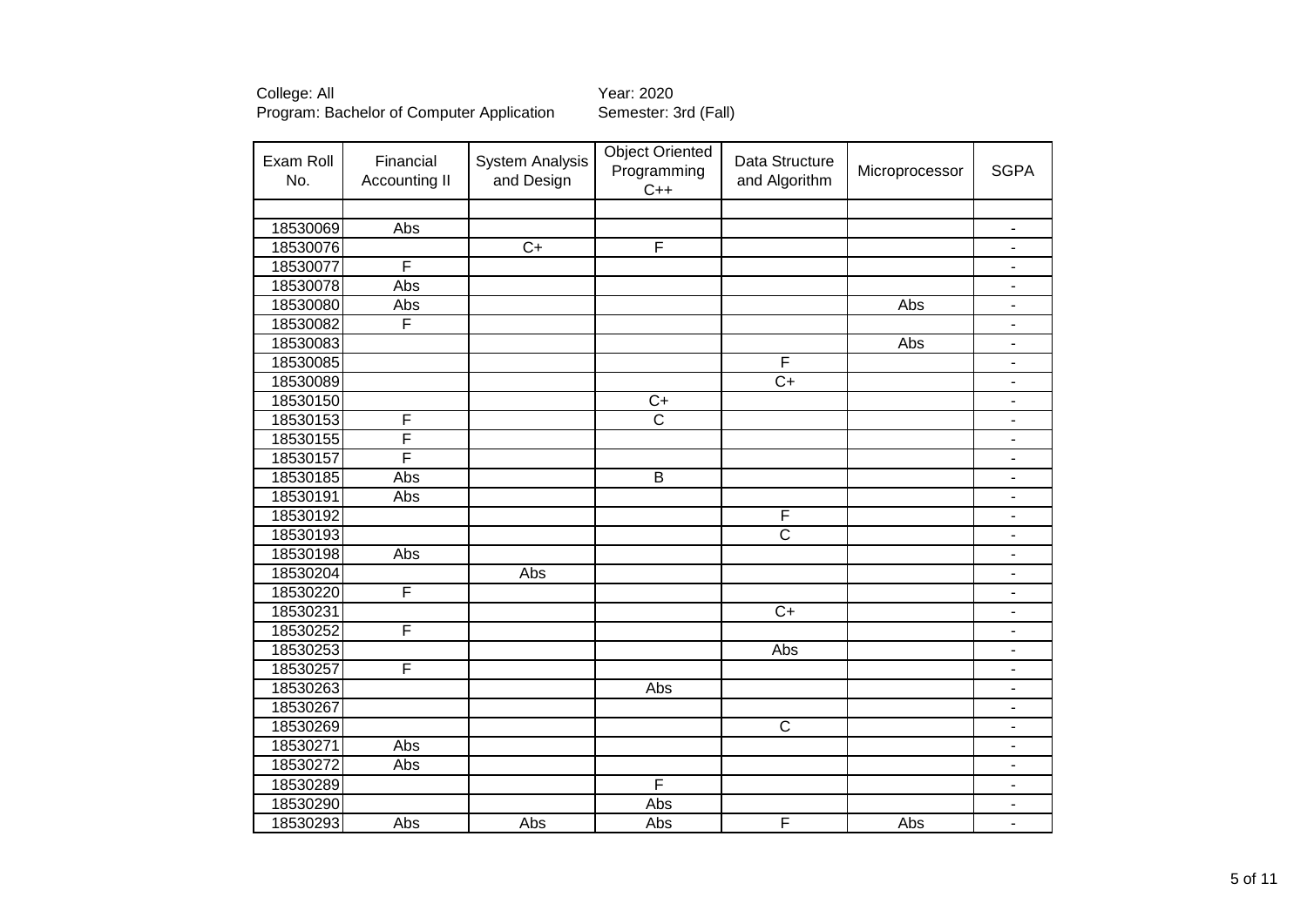College: All
Program: Bachelor of Computer Application

Year: 2020
Semester: 3rd (Fall)

| Exam Roll No. | Financial Accounting II | System Analysis and Design | Object Oriented Programming C++ | Data Structure and Algorithm | Microprocessor | SGPA |
|---|---|---|---|---|---|---|
| | | | | | | |
| 18530069 | Abs | | | | | - |
| 18530076 | | C+ | F | | | - |
| 18530077 | F | | | | | - |
| 18530078 | Abs | | | | | - |
| 18530080 | Abs | | | | Abs | - |
| 18530082 | F | | | | | - |
| 18530083 | | | | | Abs | - |
| 18530085 | | | | F | | - |
| 18530089 | | | | C+ | | - |
| 18530150 | | | C+ | | | - |
| 18530153 | F | | C | | | - |
| 18530155 | F | | | | | - |
| 18530157 | F | | | | | - |
| 18530185 | Abs | | B | | | - |
| 18530191 | Abs | | | | | - |
| 18530192 | | | | F | | - |
| 18530193 | | | | C | | - |
| 18530198 | Abs | | | | | - |
| 18530204 | | Abs | | | | - |
| 18530220 | F | | | | | - |
| 18530231 | | | | C+ | | - |
| 18530252 | F | | | | | - |
| 18530253 | | | | Abs | | - |
| 18530257 | F | | | | | - |
| 18530263 | | | Abs | | | - |
| 18530267 | | | | | | - |
| 18530269 | | | | C | | - |
| 18530271 | Abs | | | | | - |
| 18530272 | Abs | | | | | - |
| 18530289 | | | F | | | - |
| 18530290 | | | Abs | | | - |
| 18530293 | Abs | Abs | Abs | F | Abs | - |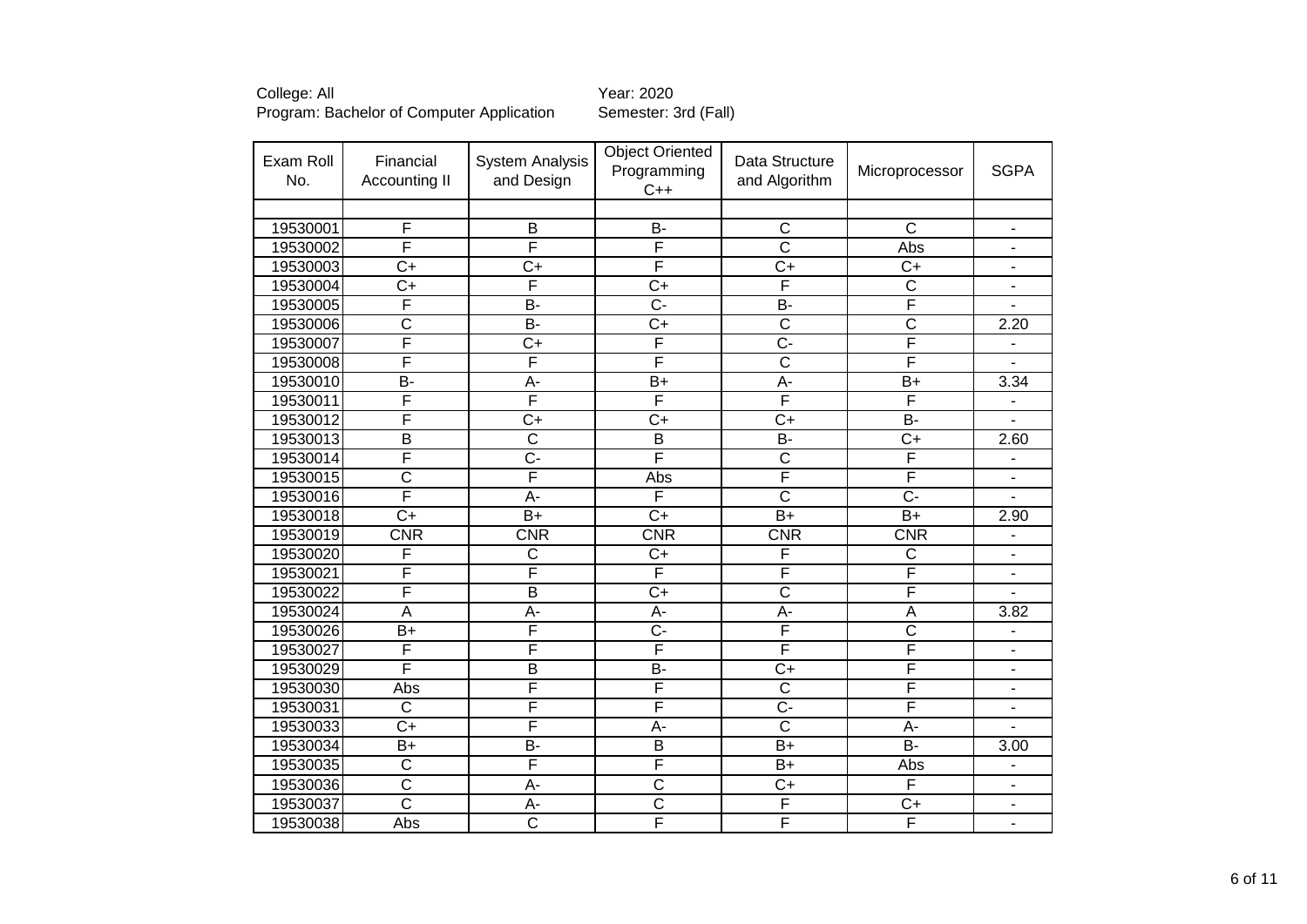College: All
Program: Bachelor of Computer Application

Year: 2020
Semester: 3rd (Fall)

| Exam Roll No. | Financial Accounting II | System Analysis and Design | Object Oriented Programming C++ | Data Structure and Algorithm | Microprocessor | SGPA |
|---|---|---|---|---|---|---|
| | | | | | | |
| 19530001 | F | B | B- | C | C | - |
| 19530002 | F | F | F | C | Abs | - |
| 19530003 | C+ | C+ | F | C+ | C+ | - |
| 19530004 | C+ | F | C+ | F | C | - |
| 19530005 | F | B- | C- | B- | F | - |
| 19530006 | C | B- | C+ | C | C | 2.20 |
| 19530007 | F | C+ | F | C- | F | - |
| 19530008 | F | F | F | C | F | - |
| 19530010 | B- | A- | B+ | A- | B+ | 3.34 |
| 19530011 | F | F | F | F | F | - |
| 19530012 | F | C+ | C+ | C+ | B- | - |
| 19530013 | B | C | B | B- | C+ | 2.60 |
| 19530014 | F | C- | F | C | F | - |
| 19530015 | C | F | Abs | F | F | - |
| 19530016 | F | A- | F | C | C- | - |
| 19530018 | C+ | B+ | C+ | B+ | B+ | 2.90 |
| 19530019 | CNR | CNR | CNR | CNR | CNR | - |
| 19530020 | F | C | C+ | F | C | - |
| 19530021 | F | F | F | F | F | - |
| 19530022 | F | B | C+ | C | F | - |
| 19530024 | A | A- | A- | A- | A | 3.82 |
| 19530026 | B+ | F | C- | F | C | - |
| 19530027 | F | F | F | F | F | - |
| 19530029 | F | B | B- | C+ | F | - |
| 19530030 | Abs | F | F | C | F | - |
| 19530031 | C | F | F | C- | F | - |
| 19530033 | C+ | F | A- | C | A- | - |
| 19530034 | B+ | B- | B | B+ | B- | 3.00 |
| 19530035 | C | F | F | B+ | Abs | - |
| 19530036 | C | A- | C | C+ | F | - |
| 19530037 | C | A- | C | F | C+ | - |
| 19530038 | Abs | C | F | F | F | - |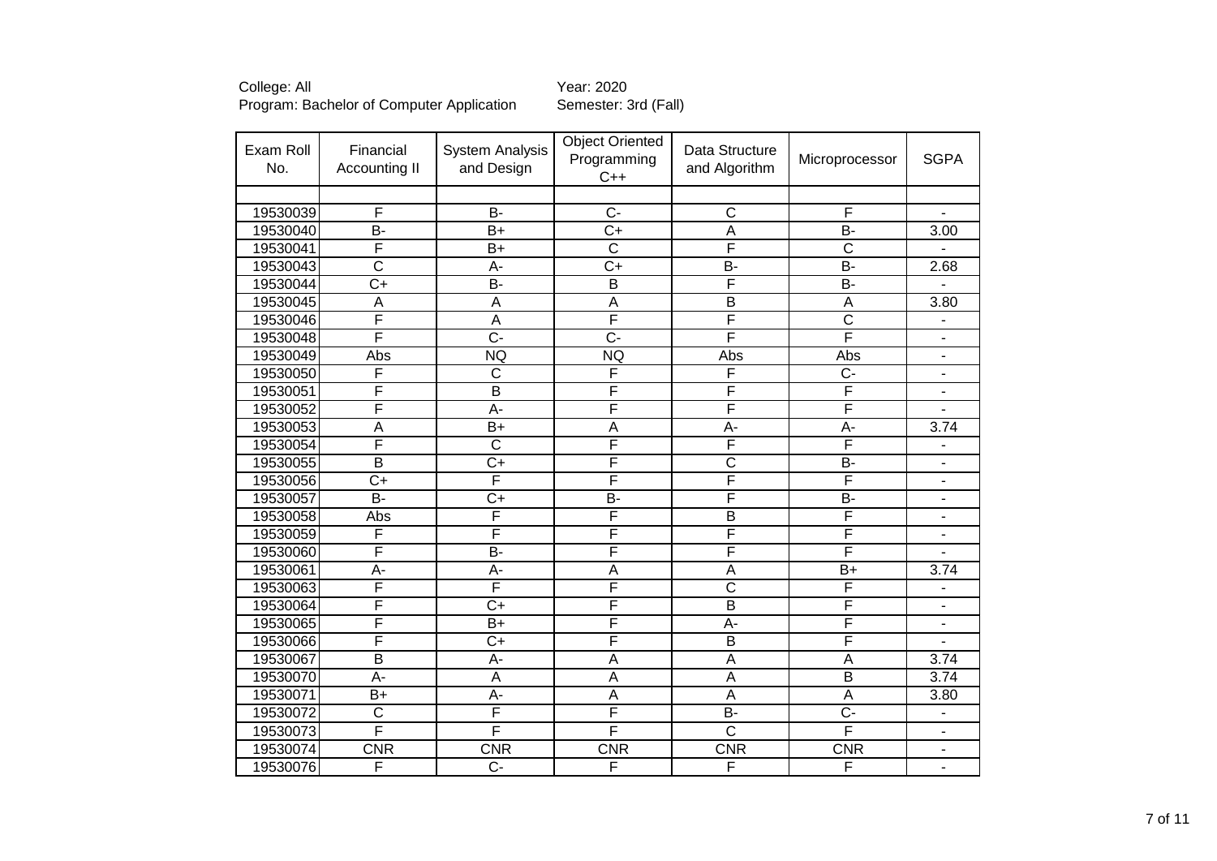College: All
Program: Bachelor of Computer Application

Year: 2020
Semester: 3rd (Fall)

| Exam Roll No. | Financial Accounting II | System Analysis and Design | Object Oriented Programming C++ | Data Structure and Algorithm | Microprocessor | SGPA |
|---|---|---|---|---|---|---|
| | | | | | | |
| 19530039 | F | B- | C- | C | F | - |
| 19530040 | B- | B+ | C+ | A | B- | 3.00 |
| 19530041 | F | B+ | C | F | C | - |
| 19530043 | C | A- | C+ | B- | B- | 2.68 |
| 19530044 | C+ | B- | B | F | B- | - |
| 19530045 | A | A | A | B | A | 3.80 |
| 19530046 | F | A | F | F | C | - |
| 19530048 | F | C- | C- | F | F | - |
| 19530049 | Abs | NQ | NQ | Abs | Abs | - |
| 19530050 | F | C | F | F | C- | - |
| 19530051 | F | B | F | F | F | - |
| 19530052 | F | A- | F | F | F | - |
| 19530053 | A | B+ | A | A- | A- | 3.74 |
| 19530054 | F | C | F | F | F | - |
| 19530055 | B | C+ | F | C | B- | - |
| 19530056 | C+ | F | F | F | F | - |
| 19530057 | B- | C+ | B- | F | B- | - |
| 19530058 | Abs | F | F | B | F | - |
| 19530059 | F | F | F | F | F | - |
| 19530060 | F | B- | F | F | F | - |
| 19530061 | A- | A- | A | A | B+ | 3.74 |
| 19530063 | F | F | F | C | F | - |
| 19530064 | F | C+ | F | B | F | - |
| 19530065 | F | B+ | F | A- | F | - |
| 19530066 | F | C+ | F | B | F | - |
| 19530067 | B | A- | A | A | A | 3.74 |
| 19530070 | A- | A | A | A | B | 3.74 |
| 19530071 | B+ | A- | A | A | A | 3.80 |
| 19530072 | C | F | F | B- | C- | - |
| 19530073 | F | F | F | C | F | - |
| 19530074 | CNR | CNR | CNR | CNR | CNR | - |
| 19530076 | F | C- | F | F | F | - |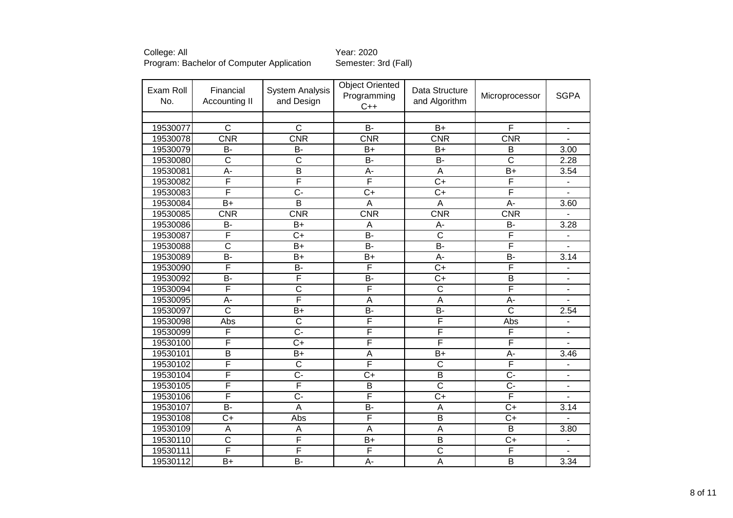College: All
Program: Bachelor of Computer Application

Year: 2020
Semester: 3rd (Fall)

| Exam Roll No. | Financial Accounting II | System Analysis and Design | Object Oriented Programming C++ | Data Structure and Algorithm | Microprocessor | SGPA |
|---|---|---|---|---|---|---|
| | | | | | | |
| 19530077 | C | C | B- | B+ | F | - |
| 19530078 | CNR | CNR | CNR | CNR | CNR | - |
| 19530079 | B- | B- | B+ | B+ | B | 3.00 |
| 19530080 | C | C | B- | B- | C | 2.28 |
| 19530081 | A- | B | A- | A | B+ | 3.54 |
| 19530082 | F | F | F | C+ | F | - |
| 19530083 | F | C- | C+ | C+ | F | - |
| 19530084 | B+ | B | A | A | A- | 3.60 |
| 19530085 | CNR | CNR | CNR | CNR | CNR | - |
| 19530086 | B- | B+ | A | A- | B- | 3.28 |
| 19530087 | F | C+ | B- | C | F | - |
| 19530088 | C | B+ | B- | B- | F | - |
| 19530089 | B- | B+ | B+ | A- | B- | 3.14 |
| 19530090 | F | B- | F | C+ | F | - |
| 19530092 | B- | F | B- | C+ | B | - |
| 19530094 | F | C | F | C | F | - |
| 19530095 | A- | F | A | A | A- | - |
| 19530097 | C | B+ | B- | B- | C | 2.54 |
| 19530098 | Abs | C | F | F | Abs | - |
| 19530099 | F | C- | F | F | F | - |
| 19530100 | F | C+ | F | F | F | - |
| 19530101 | B | B+ | A | B+ | A- | 3.46 |
| 19530102 | F | C | F | C | F | - |
| 19530104 | F | C- | C+ | B | C- | - |
| 19530105 | F | F | B | C | C- | - |
| 19530106 | F | C- | F | C+ | F | - |
| 19530107 | B- | A | B- | A | C+ | 3.14 |
| 19530108 | C+ | Abs | F | B | C+ | - |
| 19530109 | A | A | A | A | B | 3.80 |
| 19530110 | C | F | B+ | B | C+ | - |
| 19530111 | F | F | F | C | F | - |
| 19530112 | B+ | B- | A- | A | B | 3.34 |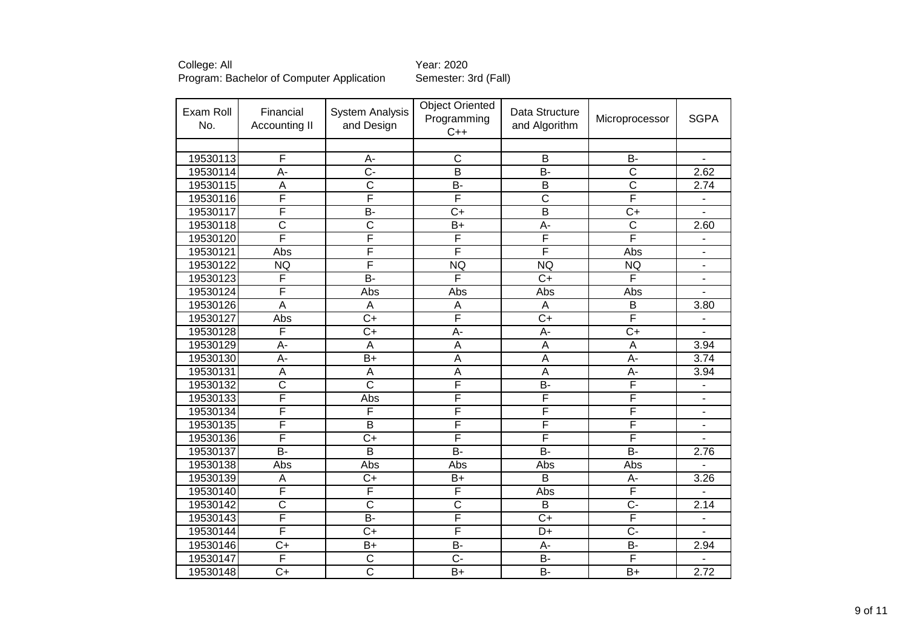College: All
Program: Bachelor of Computer Application

Year: 2020
Semester: 3rd (Fall)

| Exam Roll No. | Financial Accounting II | System Analysis and Design | Object Oriented Programming C++ | Data Structure and Algorithm | Microprocessor | SGPA |
|---|---|---|---|---|---|---|
| | | | | | | |
| 19530113 | F | A- | C | B | B- | - |
| 19530114 | A- | C- | B | B- | C | 2.62 |
| 19530115 | A | C | B- | B | C | 2.74 |
| 19530116 | F | F | F | C | F | - |
| 19530117 | F | B- | C+ | B | C+ | - |
| 19530118 | C | C | B+ | A- | C | 2.60 |
| 19530120 | F | F | F | F | F | - |
| 19530121 | Abs | F | F | F | Abs | - |
| 19530122 | NQ | F | NQ | NQ | NQ | - |
| 19530123 | F | B- | F | C+ | F | - |
| 19530124 | F | Abs | Abs | Abs | Abs | - |
| 19530126 | A | A | A | A | B | 3.80 |
| 19530127 | Abs | C+ | F | C+ | F | - |
| 19530128 | F | C+ | A- | A- | C+ | - |
| 19530129 | A- | A | A | A | A | 3.94 |
| 19530130 | A- | B+ | A | A | A- | 3.74 |
| 19530131 | A | A | A | A | A- | 3.94 |
| 19530132 | C | C | F | B- | F | - |
| 19530133 | F | Abs | F | F | F | - |
| 19530134 | F | F | F | F | F | - |
| 19530135 | F | B | F | F | F | - |
| 19530136 | F | C+ | F | F | F | - |
| 19530137 | B- | B | B- | B- | B- | 2.76 |
| 19530138 | Abs | Abs | Abs | Abs | Abs | - |
| 19530139 | A | C+ | B+ | B | A- | 3.26 |
| 19530140 | F | F | F | Abs | F | - |
| 19530142 | C | C | C | B | C- | 2.14 |
| 19530143 | F | B- | F | C+ | F | - |
| 19530144 | F | C+ | F | D+ | C- | - |
| 19530146 | C+ | B+ | B- | A- | B- | 2.94 |
| 19530147 | F | C | C- | B- | F | - |
| 19530148 | C+ | C | B+ | B- | B+ | 2.72 |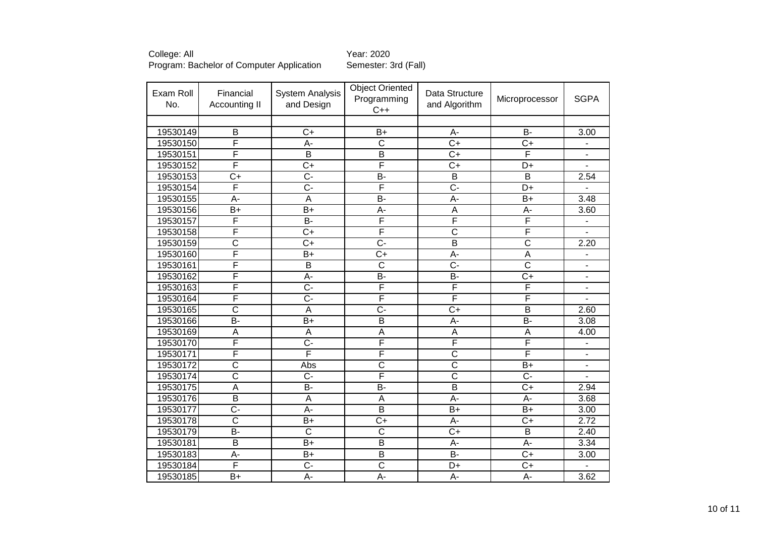College: All
Program: Bachelor of Computer Application

Year: 2020
Semester: 3rd (Fall)

| Exam Roll No. | Financial Accounting II | System Analysis and Design | Object Oriented Programming C++ | Data Structure and Algorithm | Microprocessor | SGPA |
|---|---|---|---|---|---|---|
| | | | | | | |
| 19530149 | B | C+ | B+ | A- | B- | 3.00 |
| 19530150 | F | A- | C | C+ | C+ | - |
| 19530151 | F | B | B | C+ | F | - |
| 19530152 | F | C+ | F | C+ | D+ | - |
| 19530153 | C+ | C- | B- | B | B | 2.54 |
| 19530154 | F | C- | F | C- | D+ | - |
| 19530155 | A- | A | B- | A- | B+ | 3.48 |
| 19530156 | B+ | B+ | A- | A | A- | 3.60 |
| 19530157 | F | B- | F | F | F | - |
| 19530158 | F | C+ | F | C | F | - |
| 19530159 | C | C+ | C- | B | C | 2.20 |
| 19530160 | F | B+ | C+ | A- | A | - |
| 19530161 | F | B | C | C- | C | - |
| 19530162 | F | A- | B- | B- | C+ | - |
| 19530163 | F | C- | F | F | F | - |
| 19530164 | F | C- | F | F | F | - |
| 19530165 | C | A | C- | C+ | B | 2.60 |
| 19530166 | B- | B+ | B | A- | B- | 3.08 |
| 19530169 | A | A | A | A | A | 4.00 |
| 19530170 | F | C- | F | F | F | - |
| 19530171 | F | F | F | C | F | - |
| 19530172 | C | Abs | C | C | B+ | - |
| 19530174 | C | C- | F | C | C- | - |
| 19530175 | A | B- | B- | B | C+ | 2.94 |
| 19530176 | B | A | A | A- | A- | 3.68 |
| 19530177 | C- | A- | B | B+ | B+ | 3.00 |
| 19530178 | C | B+ | C+ | A- | C+ | 2.72 |
| 19530179 | B- | C | C | C+ | B | 2.40 |
| 19530181 | B | B+ | B | A- | A- | 3.34 |
| 19530183 | A- | B+ | B | B- | C+ | 3.00 |
| 19530184 | F | C- | C | D+ | C+ | - |
| 19530185 | B+ | A- | A- | A- | A- | 3.62 |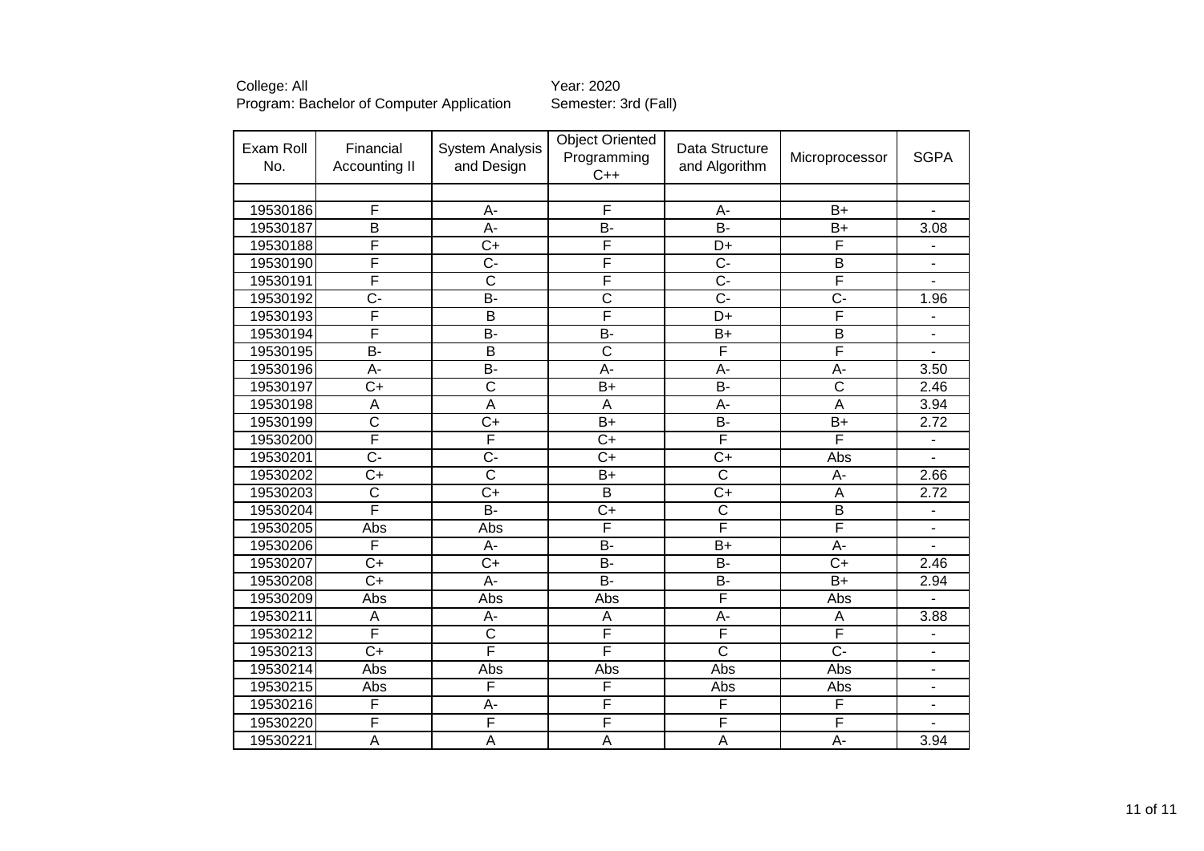College: All
Program: Bachelor of Computer Application

Year: 2020
Semester: 3rd (Fall)

| Exam Roll No. | Financial Accounting II | System Analysis and Design | Object Oriented Programming C++ | Data Structure and Algorithm | Microprocessor | SGPA |
|---|---|---|---|---|---|---|
| | | | | | | |
| 19530186 | F | A- | F | A- | B+ | - |
| 19530187 | B | A- | B- | B- | B+ | 3.08 |
| 19530188 | F | C+ | F | D+ | F | - |
| 19530190 | F | C- | F | C- | B | - |
| 19530191 | F | C | F | C- | F | - |
| 19530192 | C- | B- | C | C- | C- | 1.96 |
| 19530193 | F | B | F | D+ | F | - |
| 19530194 | F | B- | B- | B+ | B | - |
| 19530195 | B- | B | C | F | F | - |
| 19530196 | A- | B- | A- | A- | A- | 3.50 |
| 19530197 | C+ | C | B+ | B- | C | 2.46 |
| 19530198 | A | A | A | A- | A | 3.94 |
| 19530199 | C | C+ | B+ | B- | B+ | 2.72 |
| 19530200 | F | F | C+ | F | F | - |
| 19530201 | C- | C- | C+ | C+ | Abs | - |
| 19530202 | C+ | C | B+ | C | A- | 2.66 |
| 19530203 | C | C+ | B | C+ | A | 2.72 |
| 19530204 | F | B- | C+ | C | B | - |
| 19530205 | Abs | Abs | F | F | F | - |
| 19530206 | F | A- | B- | B+ | A- | - |
| 19530207 | C+ | C+ | B- | B- | C+ | 2.46 |
| 19530208 | C+ | A- | B- | B- | B+ | 2.94 |
| 19530209 | Abs | Abs | Abs | F | Abs | - |
| 19530211 | A | A- | A | A- | A | 3.88 |
| 19530212 | F | C | F | F | F | - |
| 19530213 | C+ | F | F | C | C- | - |
| 19530214 | Abs | Abs | Abs | Abs | Abs | - |
| 19530215 | Abs | F | F | Abs | Abs | - |
| 19530216 | F | A- | F | F | F | - |
| 19530220 | F | F | F | F | F | - |
| 19530221 | A | A | A | A | A- | 3.94 |